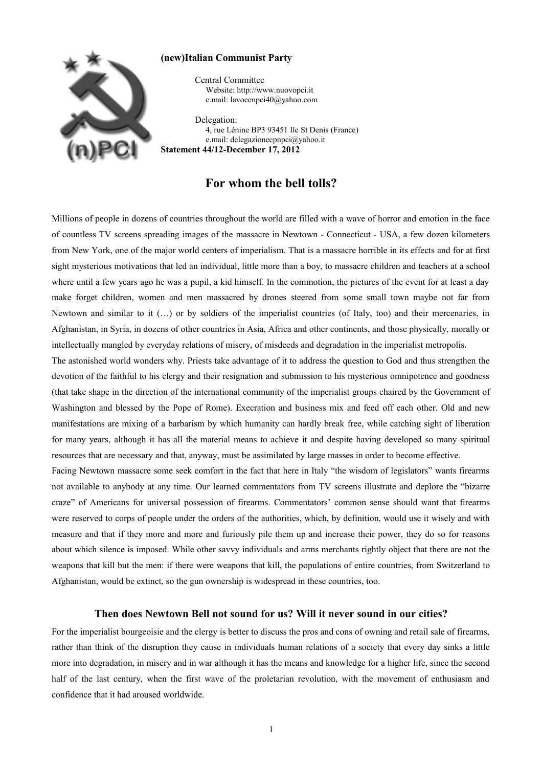**(new)Italian Communist Party**

Central Committee
Website: http://www.nuovopci.it
e.mail: lavocenpci40@yahoo.com

Delegation:
4, rue Lénine BP3 93451 Ile St Denis (France)
e.mail: delegazionecpnpci@yahoo.it

**Statement 44/12-December 17, 2012**

# For whom the bell tolls?

Millions of people in dozens of countries throughout the world are filled with a wave of horror and emotion in the face of countless TV screens spreading images of the massacre in Newtown - Connecticut - USA, a few dozen kilometers from New York, one of the major world centers of imperialism. That is a massacre horrible in its effects and for at first sight mysterious motivations that led an individual, little more than a boy, to massacre children and teachers at a school where until a few years ago he was a pupil, a kid himself. In the commotion, the pictures of the event for at least a day make forget children, women and men massacred by drones steered from some small town maybe not far from Newtown and similar to it (…) or by soldiers of the imperialist countries (of Italy, too) and their mercenaries, in Afghanistan, in Syria, in dozens of other countries in Asia, Africa and other continents, and those physically, morally or intellectually mangled by everyday relations of misery, of misdeeds and degradation in the imperialist metropolis.

The astonished world wonders why. Priests take advantage of it to address the question to God and thus strengthen the devotion of the faithful to his clergy and their resignation and submission to his mysterious omnipotence and goodness (that take shape in the direction of the international community of the imperialist groups chaired by the Government of Washington and blessed by the Pope of Rome). Execration and business mix and feed off each other. Old and new manifestations are mixing of a barbarism by which humanity can hardly break free, while catching sight of liberation for many years, although it has all the material means to achieve it and despite having developed so many spiritual resources that are necessary and that, anyway, must be assimilated by large masses in order to become effective.

Facing Newtown massacre some seek comfort in the fact that here in Italy "the wisdom of legislators" wants firearms not available to anybody at any time. Our learned commentators from TV screens illustrate and deplore the "bizarre craze" of Americans for universal possession of firearms. Commentators' common sense should want that firearms were reserved to corps of people under the orders of the authorities, which, by definition, would use it wisely and with measure and that if they more and more and furiously pile them up and increase their power, they do so for reasons about which silence is imposed. While other savvy individuals and arms merchants rightly object that there are not the weapons that kill but the men: if there were weapons that kill, the populations of entire countries, from Switzerland to Afghanistan, would be extinct, so the gun ownership is widespread in these countries, too.

## Then does Newtown Bell not sound for us? Will it never sound in our cities?

For the imperialist bourgeoisie and the clergy is better to discuss the pros and cons of owning and retail sale of firearms, rather than think of the disruption they cause in individuals human relations of a society that every day sinks a little more into degradation, in misery and in war although it has the means and knowledge for a higher life, since the second half of the last century, when the first wave of the proletarian revolution, with the movement of enthusiasm and confidence that it had aroused worldwide.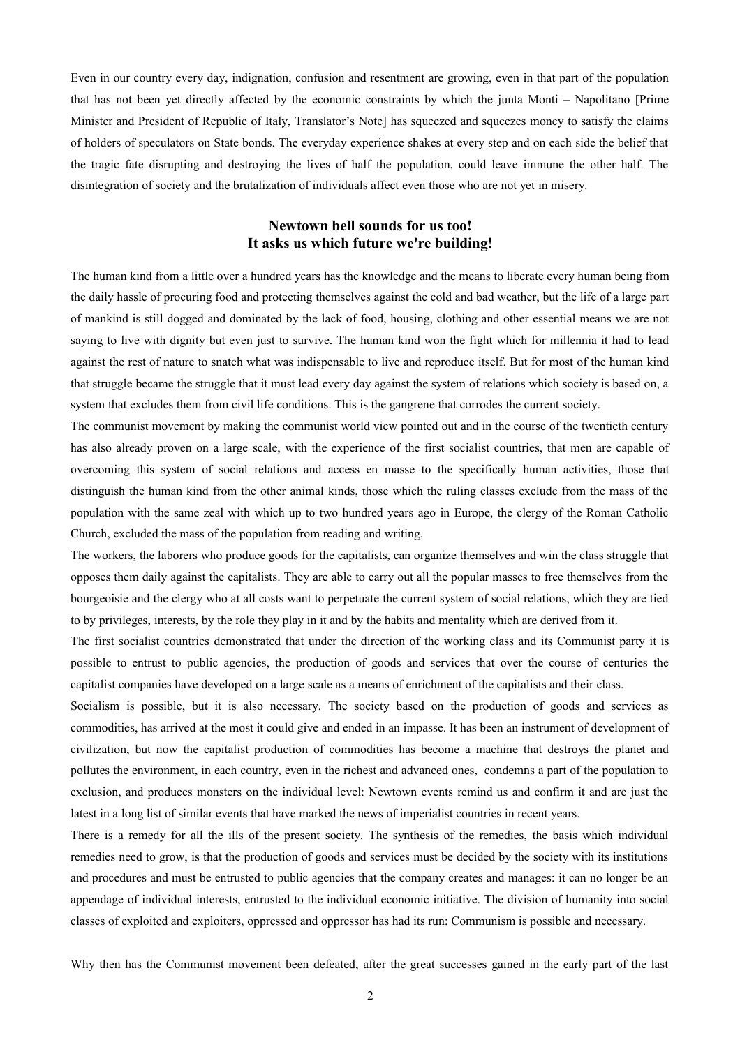Even in our country every day, indignation, confusion and resentment are growing, even in that part of the population that has not been yet directly affected by the economic constraints by which the junta Monti – Napolitano [Prime Minister and President of Republic of Italy, Translator's Note] has squeezed and squeezes money to satisfy the claims of holders of speculators on State bonds. The everyday experience shakes at every step and on each side the belief that the tragic fate disrupting and destroying the lives of half the population, could leave immune the other half. The disintegration of society and the brutalization of individuals affect even those who are not yet in misery.

## Newtown bell sounds for us too!
## It asks us which future we're building!

The human kind from a little over a hundred years has the knowledge and the means to liberate every human being from the daily hassle of procuring food and protecting themselves against the cold and bad weather, but the life of a large part of mankind is still dogged and dominated by the lack of food, housing, clothing and other essential means we are not saying to live with dignity but even just to survive. The human kind won the fight which for millennia it had to lead against the rest of nature to snatch what was indispensable to live and reproduce itself. But for most of the human kind that struggle became the struggle that it must lead every day against the system of relations which society is based on, a system that excludes them from civil life conditions. This is the gangrene that corrodes the current society.

The communist movement by making the communist world view pointed out and in the course of the twentieth century has also already proven on a large scale, with the experience of the first socialist countries, that men are capable of overcoming this system of social relations and access en masse to the specifically human activities, those that distinguish the human kind from the other animal kinds, those which the ruling classes exclude from the mass of the population with the same zeal with which up to two hundred years ago in Europe, the clergy of the Roman Catholic Church, excluded the mass of the population from reading and writing.

The workers, the laborers who produce goods for the capitalists, can organize themselves and win the class struggle that opposes them daily against the capitalists. They are able to carry out all the popular masses to free themselves from the bourgeoisie and the clergy who at all costs want to perpetuate the current system of social relations, which they are tied to by privileges, interests, by the role they play in it and by the habits and mentality which are derived from it.

The first socialist countries demonstrated that under the direction of the working class and its Communist party it is possible to entrust to public agencies, the production of goods and services that over the course of centuries the capitalist companies have developed on a large scale as a means of enrichment of the capitalists and their class.

Socialism is possible, but it is also necessary. The society based on the production of goods and services as commodities, has arrived at the most it could give and ended in an impasse. It has been an instrument of development of civilization, but now the capitalist production of commodities has become a machine that destroys the planet and pollutes the environment, in each country, even in the richest and advanced ones, condemns a part of the population to exclusion, and produces monsters on the individual level: Newtown events remind us and confirm it and are just the latest in a long list of similar events that have marked the news of imperialist countries in recent years.

There is a remedy for all the ills of the present society. The synthesis of the remedies, the basis which individual remedies need to grow, is that the production of goods and services must be decided by the society with its institutions and procedures and must be entrusted to public agencies that the company creates and manages: it can no longer be an appendage of individual interests, entrusted to the individual economic initiative. The division of humanity into social classes of exploited and exploiters, oppressed and oppressor has had its run: Communism is possible and necessary.

Why then has the Communist movement been defeated, after the great successes gained in the early part of the last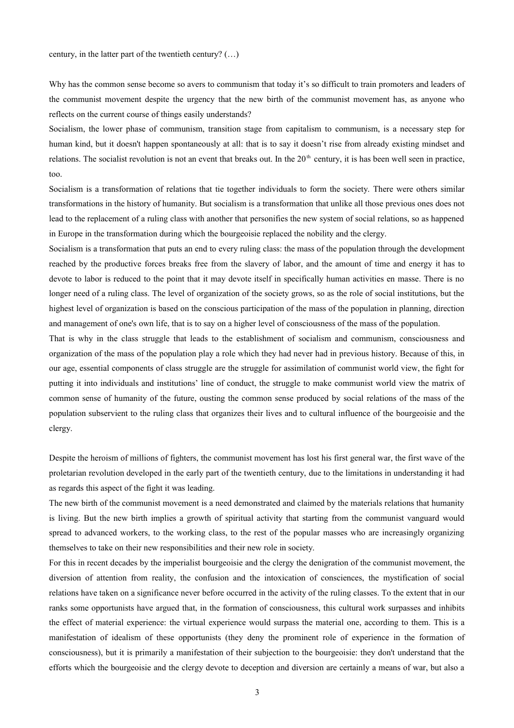century, in the latter part of the twentieth century? (…)

Why has the common sense become so avers to communism that today it's so difficult to train promoters and leaders of the communist movement despite the urgency that the new birth of the communist movement has, as anyone who reflects on the current course of things easily understands?

Socialism, the lower phase of communism, transition stage from capitalism to communism, is a necessary step for human kind, but it doesn't happen spontaneously at all: that is to say it doesn't rise from already existing mindset and relations. The socialist revolution is not an event that breaks out. In the 20th century, it is has been well seen in practice, too.

Socialism is a transformation of relations that tie together individuals to form the society. There were others similar transformations in the history of humanity. But socialism is a transformation that unlike all those previous ones does not lead to the replacement of a ruling class with another that personifies the new system of social relations, so as happened in Europe in the transformation during which the bourgeoisie replaced the nobility and the clergy.

Socialism is a transformation that puts an end to every ruling class: the mass of the population through the development reached by the productive forces breaks free from the slavery of labor, and the amount of time and energy it has to devote to labor is reduced to the point that it may devote itself in specifically human activities en masse. There is no longer need of a ruling class. The level of organization of the society grows, so as the role of social institutions, but the highest level of organization is based on the conscious participation of the mass of the population in planning, direction and management of one's own life, that is to say on a higher level of consciousness of the mass of the population.

That is why in the class struggle that leads to the establishment of socialism and communism, consciousness and organization of the mass of the population play a role which they had never had in previous history. Because of this, in our age, essential components of class struggle are the struggle for assimilation of communist world view, the fight for putting it into individuals and institutions' line of conduct, the struggle to make communist world view the matrix of common sense of humanity of the future, ousting the common sense produced by social relations of the mass of the population subservient to the ruling class that organizes their lives and to cultural influence of the bourgeoisie and the clergy.

Despite the heroism of millions of fighters, the communist movement has lost his first general war, the first wave of the proletarian revolution developed in the early part of the twentieth century, due to the limitations in understanding it had as regards this aspect of the fight it was leading.

The new birth of the communist movement is a need demonstrated and claimed by the materials relations that humanity is living. But the new birth implies a growth of spiritual activity that starting from the communist vanguard would spread to advanced workers, to the working class, to the rest of the popular masses who are increasingly organizing themselves to take on their new responsibilities and their new role in society.

For this in recent decades by the imperialist bourgeoisie and the clergy the denigration of the communist movement, the diversion of attention from reality, the confusion and the intoxication of consciences, the mystification of social relations have taken on a significance never before occurred in the activity of the ruling classes. To the extent that in our ranks some opportunists have argued that, in the formation of consciousness, this cultural work surpasses and inhibits the effect of material experience: the virtual experience would surpass the material one, according to them. This is a manifestation of idealism of these opportunists (they deny the prominent role of experience in the formation of consciousness), but it is primarily a manifestation of their subjection to the bourgeoisie: they don't understand that the efforts which the bourgeoisie and the clergy devote to deception and diversion are certainly a means of war, but also a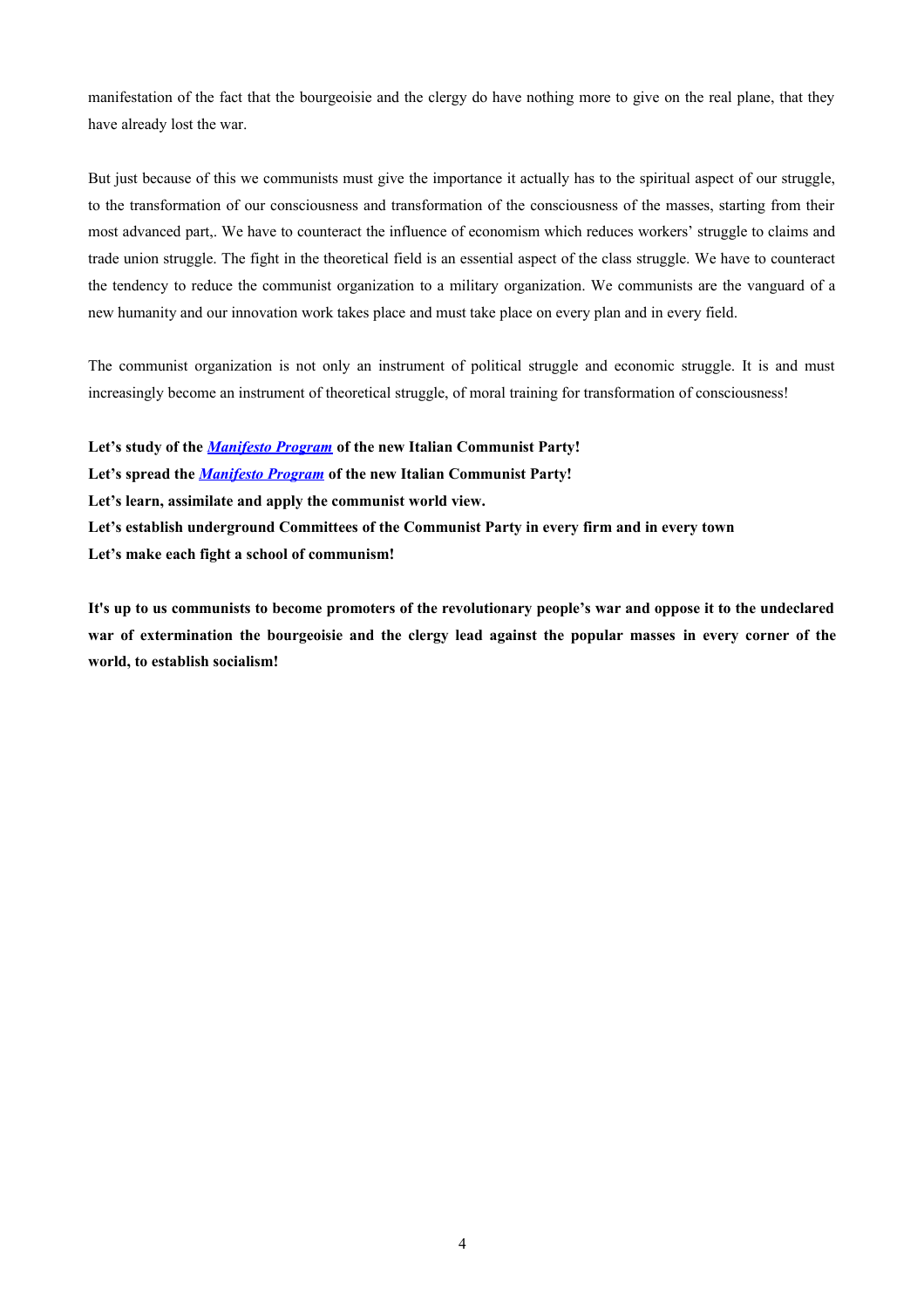manifestation of the fact that the bourgeoisie and the clergy do have nothing more to give on the real plane, that they have already lost the war.

But just because of this we communists must give the importance it actually has to the spiritual aspect of our struggle, to the transformation of our consciousness and transformation of the consciousness of the masses, starting from their most advanced part,. We have to counteract the influence of economism which reduces workers' struggle to claims and trade union struggle. The fight in the theoretical field is an essential aspect of the class struggle. We have to counteract the tendency to reduce the communist organization to a military organization. We communists are the vanguard of a new humanity and our innovation work takes place and must take place on every plan and in every field.

The communist organization is not only an instrument of political struggle and economic struggle. It is and must increasingly become an instrument of theoretical struggle, of moral training for transformation of consciousness!

**Let's study of the *Manifesto Program* of the new Italian Communist Party!**
**Let's spread the *Manifesto Program* of the new Italian Communist Party!**
**Let's learn, assimilate and apply the communist world view.**
**Let's establish underground Committees of the Communist Party in every firm and in every town**
**Let's make each fight a school of communism!**

**It's up to us communists to become promoters of the revolutionary people's war and oppose it to the undeclared war of extermination the bourgeoisie and the clergy lead against the popular masses in every corner of the world, to establish socialism!**